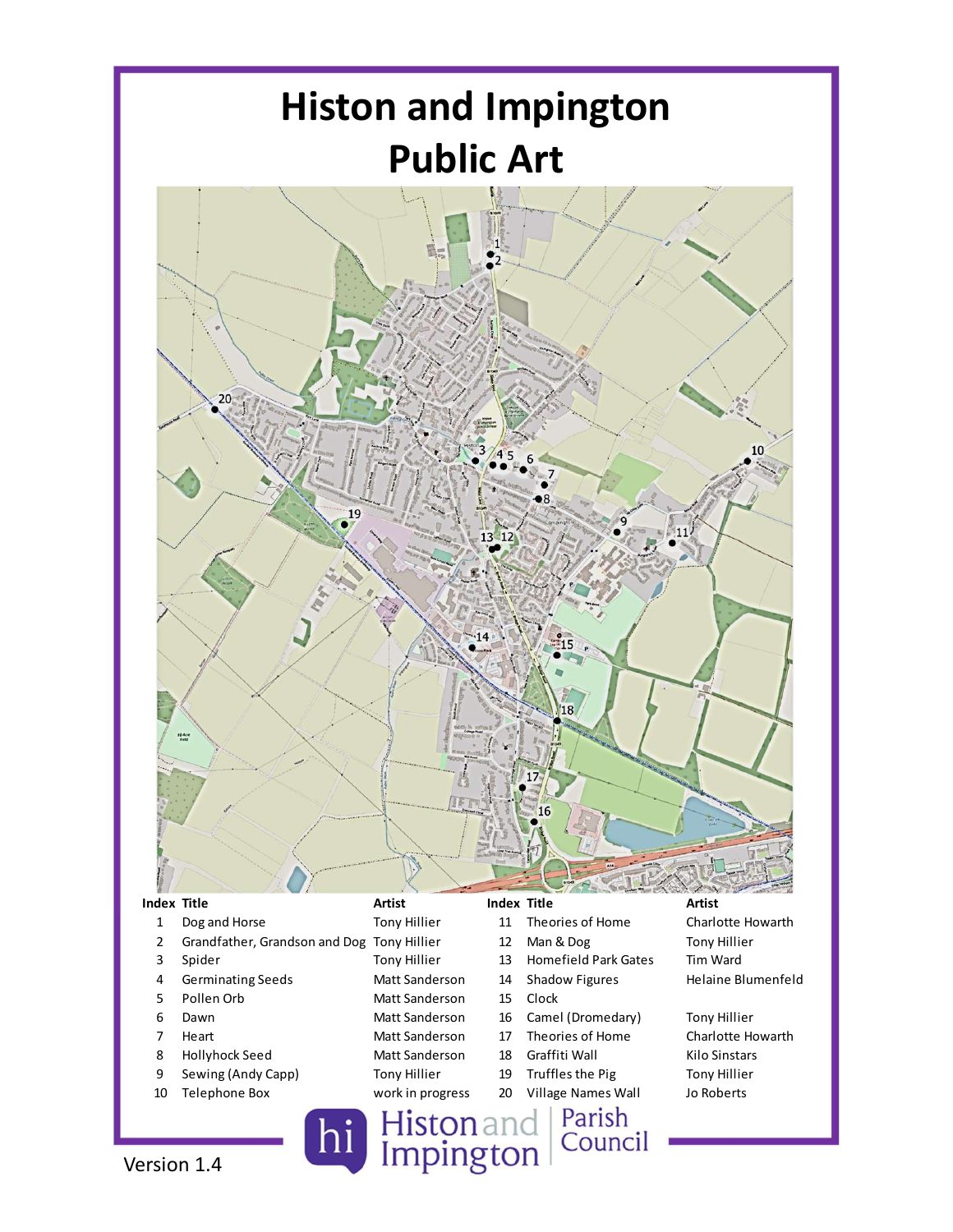# Histon and Impington
# Public Art

| Index | Title | Artist |
|---|---|---|
| 1 | Dog and Horse | Tony Hillier |
| 2 | Grandfather, Grandson and Dog | Tony Hillier |
| 3 | Spider | Tony Hillier |
| 4 | Germinating Seeds | Matt Sanderson |
| 5 | Pollen Orb | Matt Sanderson |
| 6 | Dawn | Matt Sanderson |
| 7 | Heart | Matt Sanderson |
| 8 | Hollyhock Seed | Matt Sanderson |
| 9 | Sewing (Andy Capp) | Tony Hillier |
| 10 | Telephone Box | work in progress |
| 11 | Theories of Home | Charlotte Howarth |
| 12 | Man & Dog | Tony Hillier |
| 13 | Homefield Park Gates | Tim Ward |
| 14 | Shadow Figures | Helaine Blumenfeld |
| 15 | Clock | |
| 16 | Camel (Dromedary) | Tony Hillier |
| 17 | Theories of Home | Charlotte Howarth |
| 18 | Graffiti Wall | Kilo Sinstars |
| 19 | Truffles the Pig | Tony Hillier |
| 20 | Village Names Wall | Jo Roberts |

Histon and Impington Parish Council

Version 1.4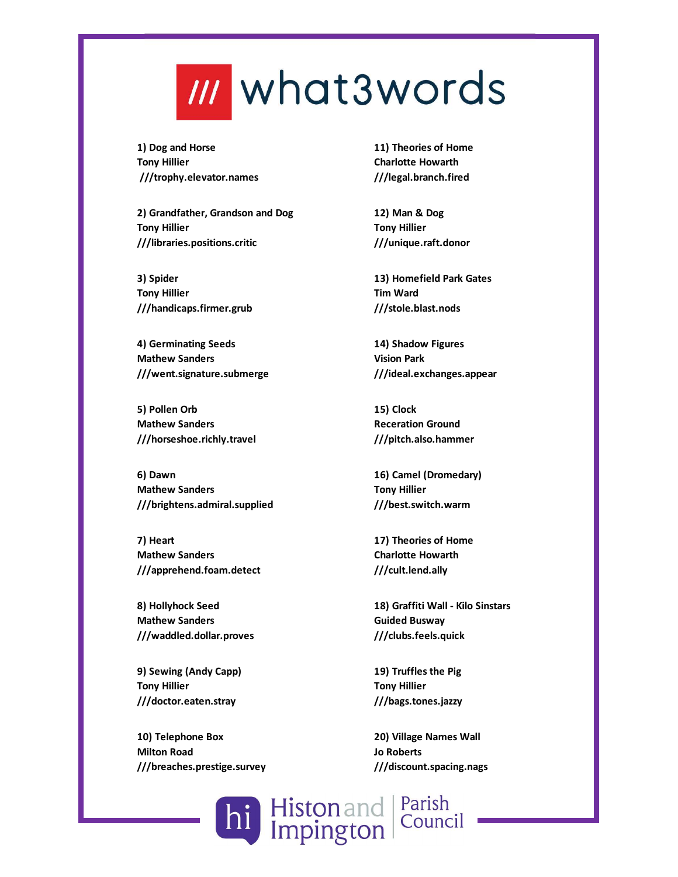# what3words

1) Dog and Horse
Tony Hillier
///trophy.elevator.names

2) Grandfather, Grandson and Dog
Tony Hillier
///libraries.positions.critic

3) Spider
Tony Hillier
///handicaps.firmer.grub

4) Germinating Seeds
Mathew Sanders
///went.signature.submerge

5) Pollen Orb
Mathew Sanders
///horseshoe.richly.travel

6) Dawn
Mathew Sanders
///brightens.admiral.supplied

7) Heart
Mathew Sanders
///apprehend.foam.detect

8) Hollyhock Seed
Mathew Sanders
///waddled.dollar.proves

9) Sewing (Andy Capp)
Tony Hillier
///doctor.eaten.stray

10) Telephone Box
Milton Road
///breaches.prestige.survey

11) Theories of Home
Charlotte Howarth
///legal.branch.fired

12) Man & Dog
Tony Hillier
///unique.raft.donor

13) Homefield Park Gates
Tim Ward
///stole.blast.nods

14) Shadow Figures
Vision Park
///ideal.exchanges.appear

15) Clock
Receration Ground
///pitch.also.hammer

16) Camel (Dromedary)
Tony Hillier
///best.switch.warm

17) Theories of Home
Charlotte Howarth
///cult.lend.ally

18) Graffiti Wall - Kilo Sinstars
Guided Busway
///clubs.feels.quick

19) Truffles the Pig
Tony Hillier
///bags.tones.jazzy

20) Village Names Wall
Jo Roberts
///discount.spacing.nags

Histon and Impington Parish Council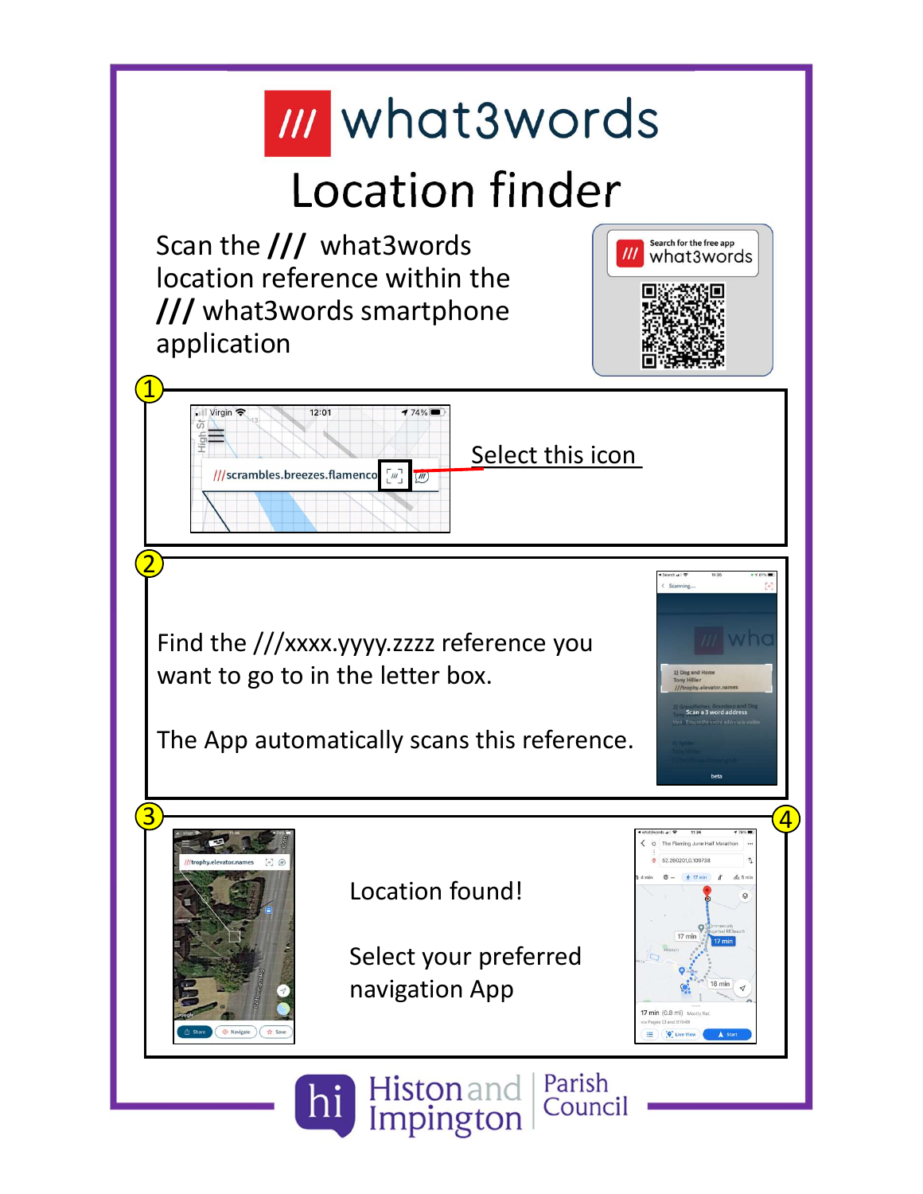# what3words

## Location finder

Scan the /// what3words location reference within the /// what3words smartphone application

Search for the free app what3words

1. Select this icon

2. Find the ///xxxx.yyyy.zzzz reference you want to go to in the letter box.

   The App automatically scans this reference.

3. Location found!

   Select your preferred navigation App

4.

Histon and Impington Parish Council